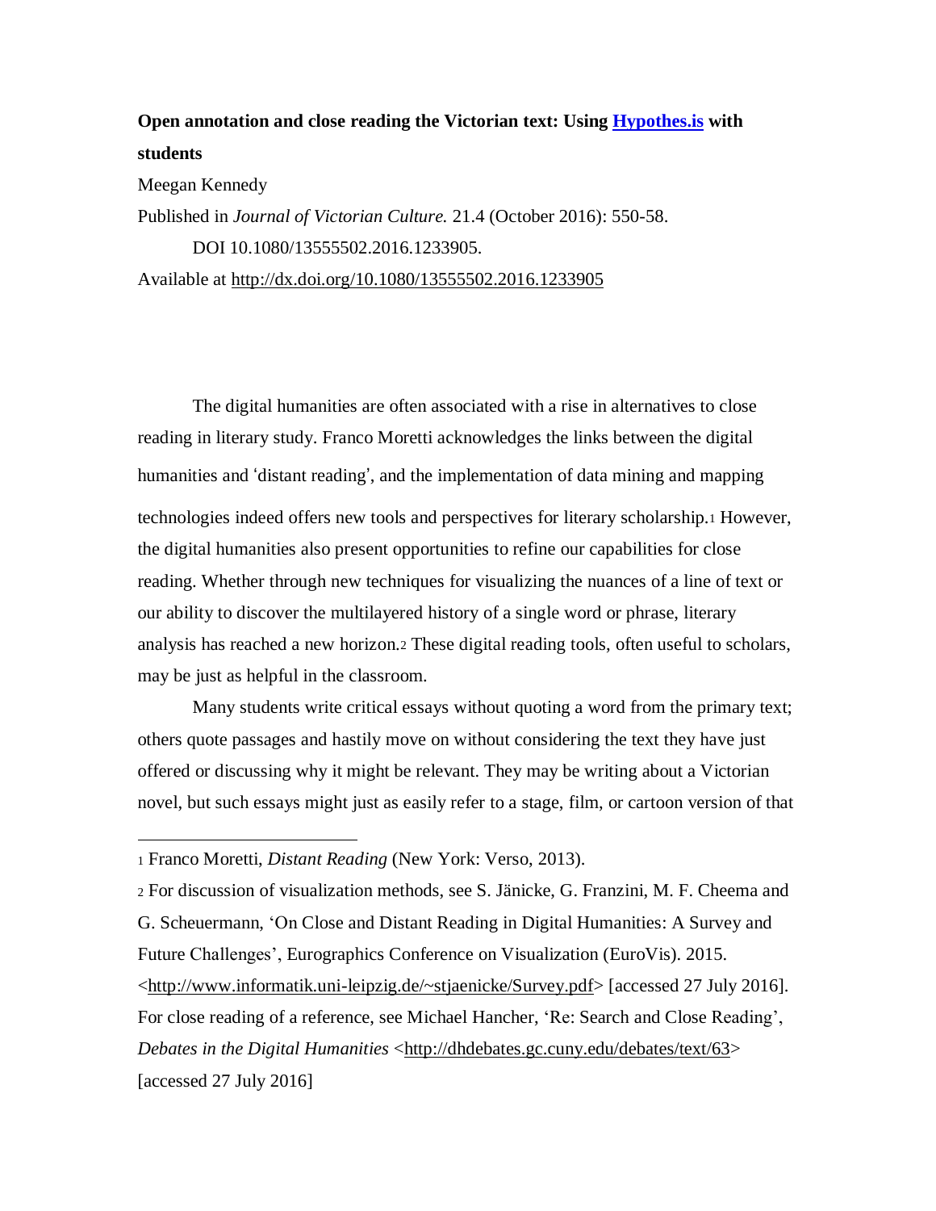**Open annotation and close reading the Victorian text: Using [Hypothes.is](https://hypothes.is) with students**

Meegan Kennedy

Published in *Journal of Victorian Culture.* 21.4 (October 2016): 550-58.

DOI 10.1080/13555502.2016.1233905.

Available at http://dx.doi.org/10.1080/13555502.2016.1233905

The digital humanities are often associated with a rise in alternatives to close reading in literary study. Franco Moretti acknowledges the links between the digital humanities and 'distant reading', and the implementation of data mining and mapping technologies indeed offers new tools and perspectives for literary scholarship.[1] However, the digital humanities also present opportunities to refine our capabilities for close reading. Whether through new techniques for visualizing the nuances of a line of text or our ability to discover the multilayered history of a single word or phrase, literary analysis has reached a new horizon.[2] These digital reading tools, often useful to scholars, may be just as helpful in the classroom.

Many students write critical essays without quoting a word from the primary text; others quote passages and hastily move on without considering the text they have just offered or discussing why it might be relevant. They may be writing about a Victorian novel, but such essays might just as easily refer to a stage, film, or cartoon version of that

---

1 Franco Moretti, *Distant Reading* (New York: Verso, 2013).

2 For discussion of visualization methods, see S. Jänicke, G. Franzini, M. F. Cheema and G. Scheuermann, 'On Close and Distant Reading in Digital Humanities: A Survey and Future Challenges', Eurographics Conference on Visualization (EuroVis). 2015. <http://www.informatik.uni-leipzig.de/~stjaenicke/Survey.pdf> [accessed 27 July 2016]. For close reading of a reference, see Michael Hancher, 'Re: Search and Close Reading', *Debates in the Digital Humanities* <http://dhdebates.gc.cuny.edu/debates/text/63> [accessed 27 July 2016]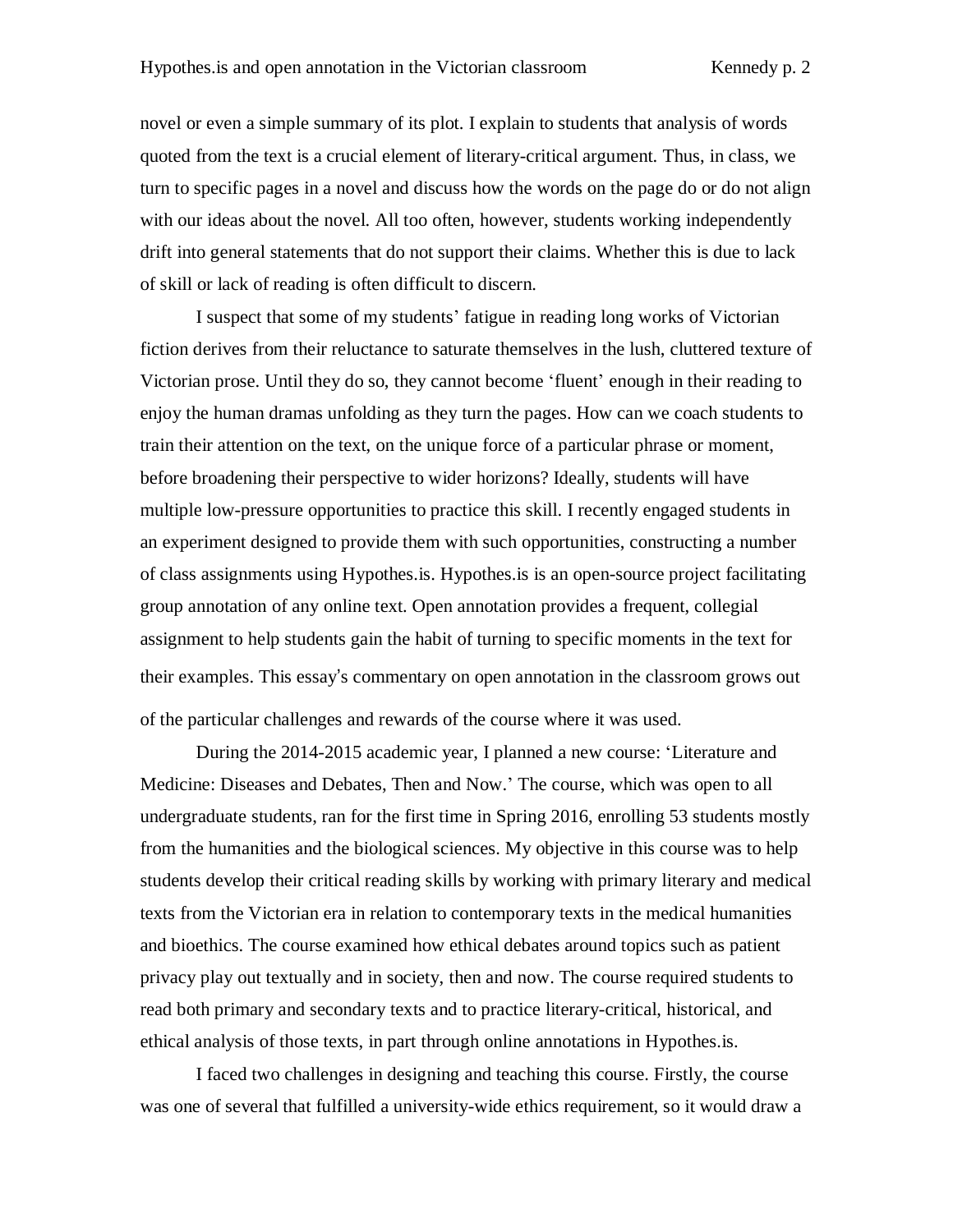novel or even a simple summary of its plot. I explain to students that analysis of words quoted from the text is a crucial element of literary-critical argument. Thus, in class, we turn to specific pages in a novel and discuss how the words on the page do or do not align with our ideas about the novel. All too often, however, students working independently drift into general statements that do not support their claims. Whether this is due to lack of skill or lack of reading is often difficult to discern.

I suspect that some of my students' fatigue in reading long works of Victorian fiction derives from their reluctance to saturate themselves in the lush, cluttered texture of Victorian prose. Until they do so, they cannot become 'fluent' enough in their reading to enjoy the human dramas unfolding as they turn the pages. How can we coach students to train their attention on the text, on the unique force of a particular phrase or moment, before broadening their perspective to wider horizons? Ideally, students will have multiple low-pressure opportunities to practice this skill. I recently engaged students in an experiment designed to provide them with such opportunities, constructing a number of class assignments using Hypothes.is. Hypothes.is is an open-source project facilitating group annotation of any online text. Open annotation provides a frequent, collegial assignment to help students gain the habit of turning to specific moments in the text for their examples. This essay's commentary on open annotation in the classroom grows out of the particular challenges and rewards of the course where it was used.

During the 2014-2015 academic year, I planned a new course: 'Literature and Medicine: Diseases and Debates, Then and Now.' The course, which was open to all undergraduate students, ran for the first time in Spring 2016, enrolling 53 students mostly from the humanities and the biological sciences. My objective in this course was to help students develop their critical reading skills by working with primary literary and medical texts from the Victorian era in relation to contemporary texts in the medical humanities and bioethics. The course examined how ethical debates around topics such as patient privacy play out textually and in society, then and now. The course required students to read both primary and secondary texts and to practice literary-critical, historical, and ethical analysis of those texts, in part through online annotations in Hypothes.is.

I faced two challenges in designing and teaching this course. Firstly, the course was one of several that fulfilled a university-wide ethics requirement, so it would draw a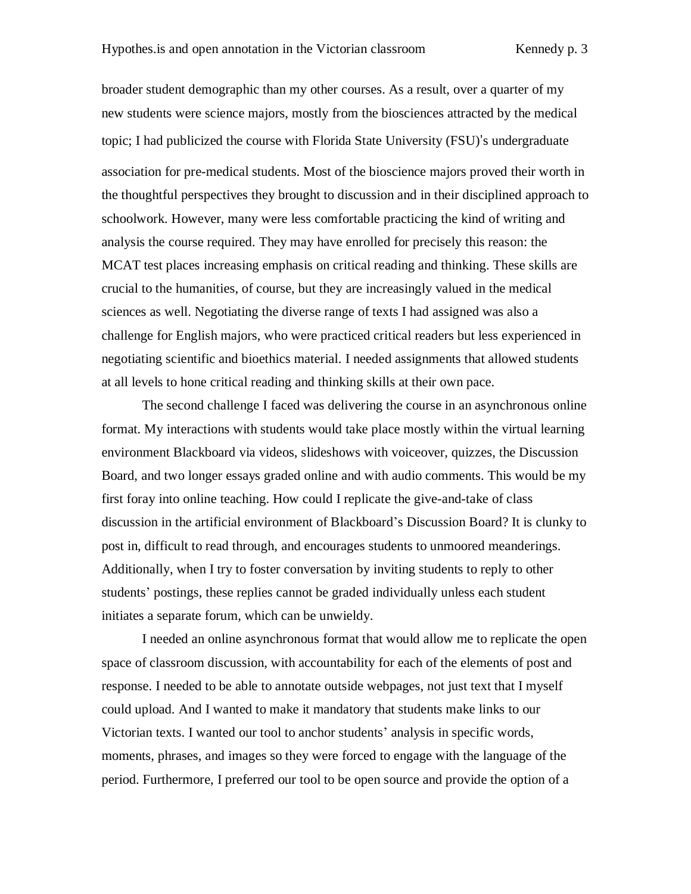broader student demographic than my other courses. As a result, over a quarter of my new students were science majors, mostly from the biosciences attracted by the medical topic; I had publicized the course with Florida State University (FSU)'s undergraduate association for pre-medical students. Most of the bioscience majors proved their worth in the thoughtful perspectives they brought to discussion and in their disciplined approach to schoolwork. However, many were less comfortable practicing the kind of writing and analysis the course required. They may have enrolled for precisely this reason: the MCAT test places increasing emphasis on critical reading and thinking. These skills are crucial to the humanities, of course, but they are increasingly valued in the medical sciences as well. Negotiating the diverse range of texts I had assigned was also a challenge for English majors, who were practiced critical readers but less experienced in negotiating scientific and bioethics material. I needed assignments that allowed students at all levels to hone critical reading and thinking skills at their own pace.

The second challenge I faced was delivering the course in an asynchronous online format. My interactions with students would take place mostly within the virtual learning environment Blackboard via videos, slideshows with voiceover, quizzes, the Discussion Board, and two longer essays graded online and with audio comments. This would be my first foray into online teaching. How could I replicate the give-and-take of class discussion in the artificial environment of Blackboard's Discussion Board? It is clunky to post in, difficult to read through, and encourages students to unmoored meanderings. Additionally, when I try to foster conversation by inviting students to reply to other students' postings, these replies cannot be graded individually unless each student initiates a separate forum, which can be unwieldy.

I needed an online asynchronous format that would allow me to replicate the open space of classroom discussion, with accountability for each of the elements of post and response. I needed to be able to annotate outside webpages, not just text that I myself could upload. And I wanted to make it mandatory that students make links to our Victorian texts. I wanted our tool to anchor students' analysis in specific words, moments, phrases, and images so they were forced to engage with the language of the period. Furthermore, I preferred our tool to be open source and provide the option of a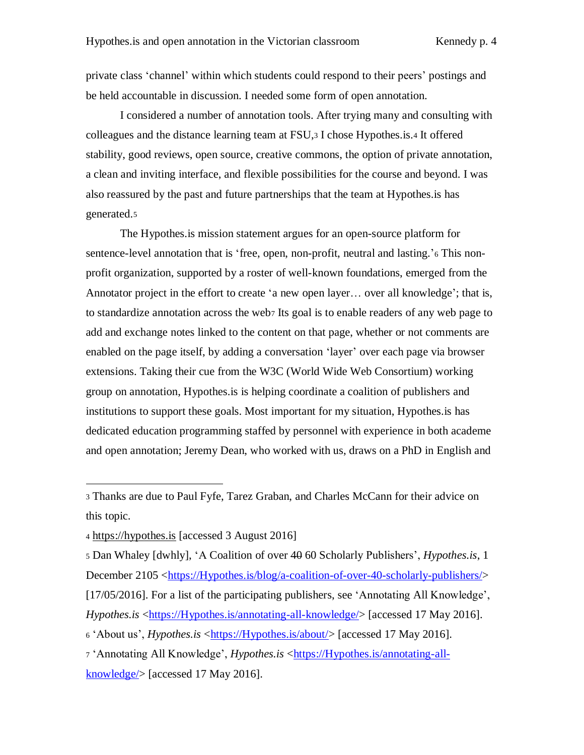private class 'channel' within which students could respond to their peers' postings and be held accountable in discussion. I needed some form of open annotation.

I considered a number of annotation tools. After trying many and consulting with colleagues and the distance learning team at FSU,[3] I chose Hypothes.is.[4] It offered stability, good reviews, open source, creative commons, the option of private annotation, a clean and inviting interface, and flexible possibilities for the course and beyond. I was also reassured by the past and future partnerships that the team at Hypothes.is has generated.[5]

The Hypothes.is mission statement argues for an open-source platform for sentence-level annotation that is 'free, open, non-profit, neutral and lasting.'[6] This non-profit organization, supported by a roster of well-known foundations, emerged from the Annotator project in the effort to create 'a new open layer… over all knowledge'; that is, to standardize annotation across the web[7] Its goal is to enable readers of any web page to add and exchange notes linked to the content on that page, whether or not comments are enabled on the page itself, by adding a conversation 'layer' over each page via browser extensions. Taking their cue from the W3C (World Wide Web Consortium) working group on annotation, Hypothes.is is helping coordinate a coalition of publishers and institutions to support these goals. Most important for my situation, Hypothes.is has dedicated education programming staffed by personnel with experience in both academe and open annotation; Jeremy Dean, who worked with us, draws on a PhD in English and

---

[3] Thanks are due to Paul Fyfe, Tarez Graban, and Charles McCann for their advice on this topic.

[4] https://hypothes.is [accessed 3 August 2016]

[5] Dan Whaley [dwhly], 'A Coalition of over ~~40~~ 60 Scholarly Publishers', *Hypothes.is*, 1 December 2105 <https://Hypothes.is/blog/a-coalition-of-over-40-scholarly-publishers/> [17/05/2016]. For a list of the participating publishers, see 'Annotating All Knowledge', *Hypothes.is* <https://Hypothes.is/annotating-all-knowledge/> [accessed 17 May 2016].

[6] 'About us', *Hypothes.is* <https://Hypothes.is/about/> [accessed 17 May 2016].

[7] 'Annotating All Knowledge', *Hypothes.is* <https://Hypothes.is/annotating-all-knowledge/> [accessed 17 May 2016].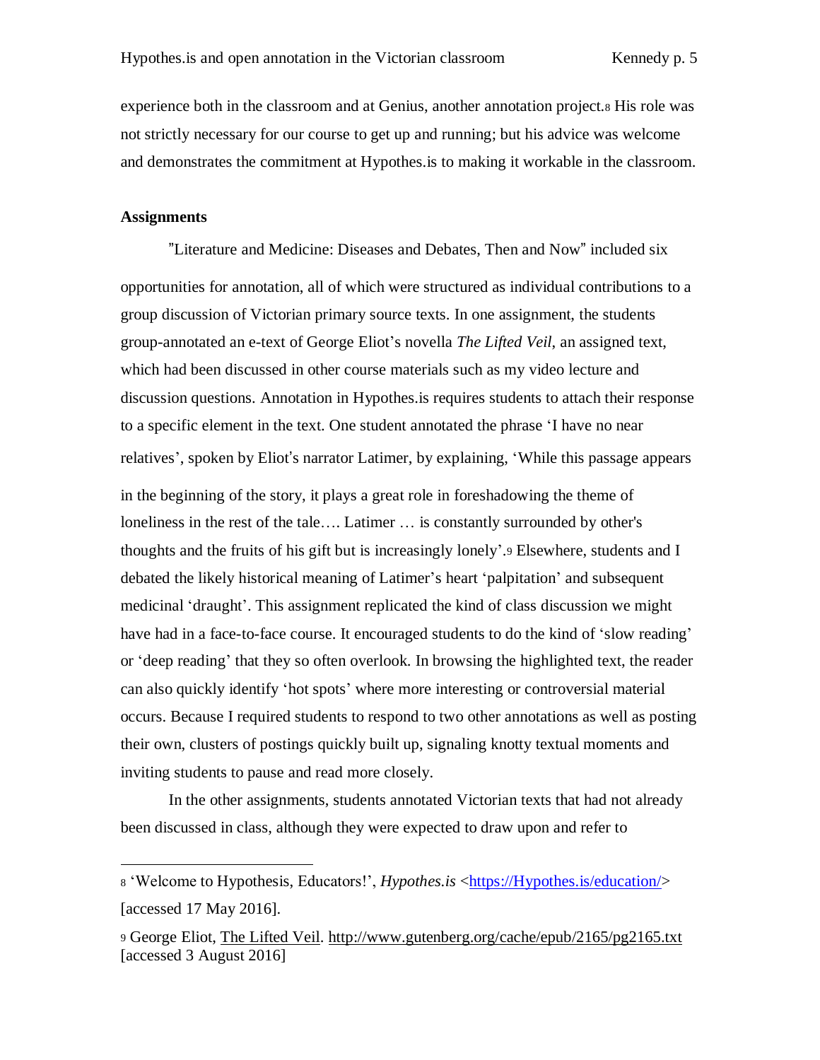experience both in the classroom and at Genius, another annotation project.[8] His role was not strictly necessary for our course to get up and running; but his advice was welcome and demonstrates the commitment at Hypothes.is to making it workable in the classroom.

**Assignments**

"Literature and Medicine: Diseases and Debates, Then and Now" included six opportunities for annotation, all of which were structured as individual contributions to a group discussion of Victorian primary source texts. In one assignment, the students group-annotated an e-text of George Eliot's novella *The Lifted Veil*, an assigned text, which had been discussed in other course materials such as my video lecture and discussion questions. Annotation in Hypothes.is requires students to attach their response to a specific element in the text. One student annotated the phrase 'I have no near relatives', spoken by Eliot's narrator Latimer, by explaining, 'While this passage appears in the beginning of the story, it plays a great role in foreshadowing the theme of loneliness in the rest of the tale…. Latimer … is constantly surrounded by other's thoughts and the fruits of his gift but is increasingly lonely'.[9] Elsewhere, students and I debated the likely historical meaning of Latimer's heart 'palpitation' and subsequent medicinal 'draught'. This assignment replicated the kind of class discussion we might have had in a face-to-face course. It encouraged students to do the kind of 'slow reading' or 'deep reading' that they so often overlook. In browsing the highlighted text, the reader can also quickly identify 'hot spots' where more interesting or controversial material occurs. Because I required students to respond to two other annotations as well as posting their own, clusters of postings quickly built up, signaling knotty textual moments and inviting students to pause and read more closely.

In the other assignments, students annotated Victorian texts that had not already been discussed in class, although they were expected to draw upon and refer to

---

[8] 'Welcome to Hypothesis, Educators!', *Hypothes.is* <https://Hypothes.is/education/> [accessed 17 May 2016].

[9] George Eliot, The Lifted Veil. http://www.gutenberg.org/cache/epub/2165/pg2165.txt [accessed 3 August 2016]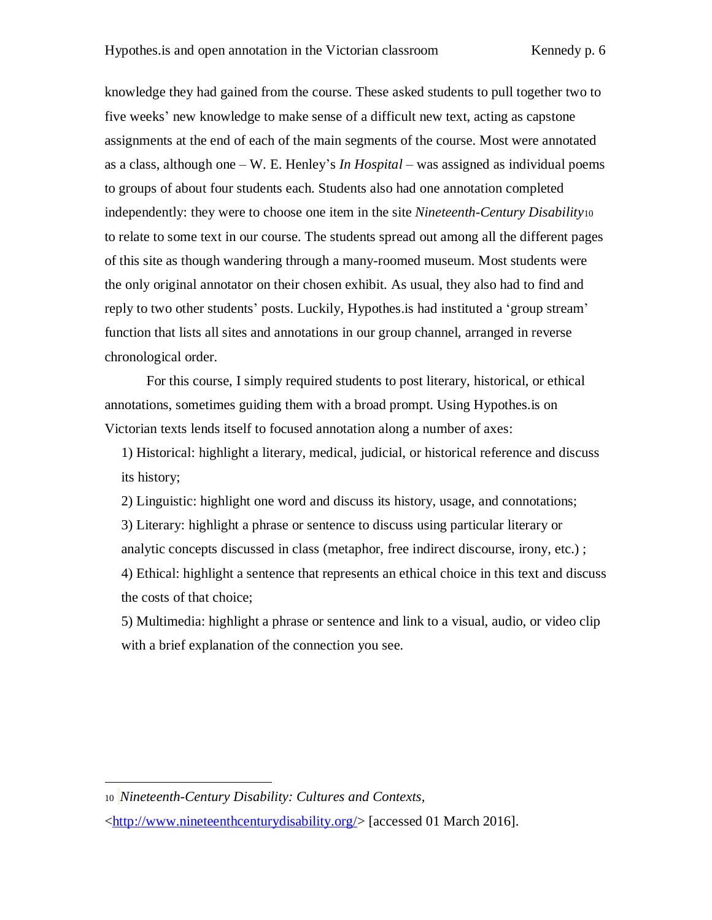knowledge they had gained from the course. These asked students to pull together two to five weeks' new knowledge to make sense of a difficult new text, acting as capstone assignments at the end of each of the main segments of the course. Most were annotated as a class, although one – W. E. Henley's *In Hospital* – was assigned as individual poems to groups of about four students each. Students also had one annotation completed independently: they were to choose one item in the site *Nineteenth-Century Disability*[10] to relate to some text in our course. The students spread out among all the different pages of this site as though wandering through a many-roomed museum. Most students were the only original annotator on their chosen exhibit. As usual, they also had to find and reply to two other students' posts. Luckily, Hypothes.is had instituted a 'group stream' function that lists all sites and annotations in our group channel, arranged in reverse chronological order.

For this course, I simply required students to post literary, historical, or ethical annotations, sometimes guiding them with a broad prompt. Using Hypothes.is on Victorian texts lends itself to focused annotation along a number of axes:

1) Historical: highlight a literary, medical, judicial, or historical reference and discuss its history;

2) Linguistic: highlight one word and discuss its history, usage, and connotations;

3) Literary: highlight a phrase or sentence to discuss using particular literary or analytic concepts discussed in class (metaphor, free indirect discourse, irony, etc.) ;

4) Ethical: highlight a sentence that represents an ethical choice in this text and discuss the costs of that choice;

5) Multimedia: highlight a phrase or sentence and link to a visual, audio, or video clip with a brief explanation of the connection you see.

---

[10] *Nineteenth-Century Disability: Cultures and Contexts*, <http://www.nineteenthcenturydisability.org/> [accessed 01 March 2016].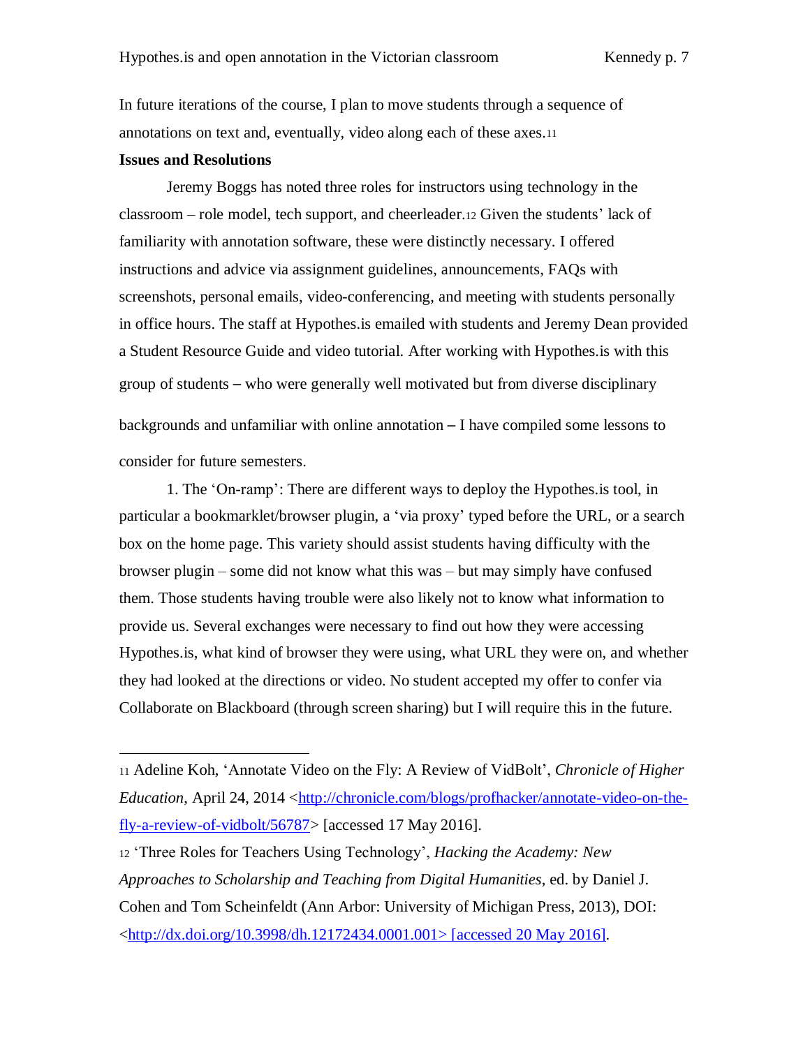In future iterations of the course, I plan to move students through a sequence of annotations on text and, eventually, video along each of these axes.[11]

**Issues and Resolutions**

Jeremy Boggs has noted three roles for instructors using technology in the classroom – role model, tech support, and cheerleader.[12] Given the students' lack of familiarity with annotation software, these were distinctly necessary. I offered instructions and advice via assignment guidelines, announcements, FAQs with screenshots, personal emails, video-conferencing, and meeting with students personally in office hours. The staff at Hypothes.is emailed with students and Jeremy Dean provided a Student Resource Guide and video tutorial. After working with Hypothes.is with this group of students – who were generally well motivated but from diverse disciplinary backgrounds and unfamiliar with online annotation – I have compiled some lessons to consider for future semesters.

1. The 'On-ramp': There are different ways to deploy the Hypothes.is tool, in particular a bookmarklet/browser plugin, a 'via proxy' typed before the URL, or a search box on the home page. This variety should assist students having difficulty with the browser plugin – some did not know what this was – but may simply have confused them. Those students having trouble were also likely not to know what information to provide us. Several exchanges were necessary to find out how they were accessing Hypothes.is, what kind of browser they were using, what URL they were on, and whether they had looked at the directions or video. No student accepted my offer to confer via Collaborate on Blackboard (through screen sharing) but I will require this in the future.

---

[11] Adeline Koh, 'Annotate Video on the Fly: A Review of VidBolt', *Chronicle of Higher Education*, April 24, 2014 <http://chronicle.com/blogs/profhacker/annotate-video-on-the-fly-a-review-of-vidbolt/56787> [accessed 17 May 2016].

[12] 'Three Roles for Teachers Using Technology', *Hacking the Academy: New Approaches to Scholarship and Teaching from Digital Humanities*, ed. by Daniel J. Cohen and Tom Scheinfeldt (Ann Arbor: University of Michigan Press, 2013), DOI: <http://dx.doi.org/10.3998/dh.12172434.0001.001> [accessed 20 May 2016].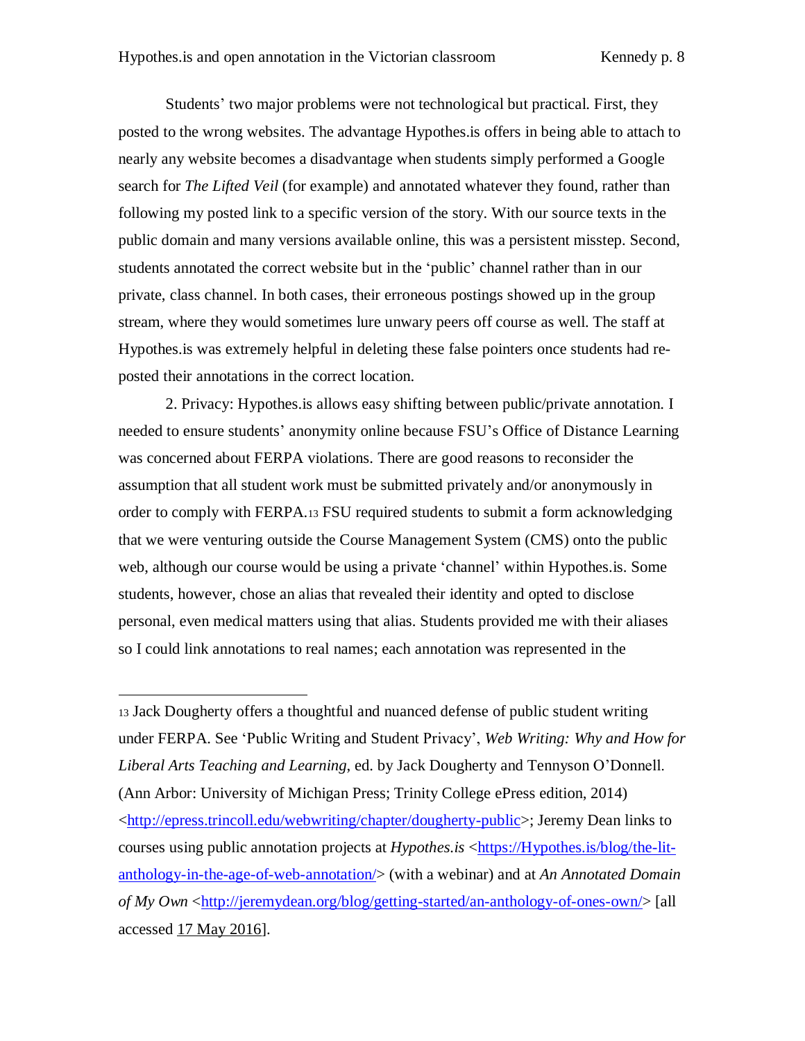Students' two major problems were not technological but practical. First, they posted to the wrong websites. The advantage Hypothes.is offers in being able to attach to nearly any website becomes a disadvantage when students simply performed a Google search for *The Lifted Veil* (for example) and annotated whatever they found, rather than following my posted link to a specific version of the story. With our source texts in the public domain and many versions available online, this was a persistent misstep. Second, students annotated the correct website but in the 'public' channel rather than in our private, class channel. In both cases, their erroneous postings showed up in the group stream, where they would sometimes lure unwary peers off course as well. The staff at Hypothes.is was extremely helpful in deleting these false pointers once students had re-posted their annotations in the correct location.

2. Privacy: Hypothes.is allows easy shifting between public/private annotation. I needed to ensure students' anonymity online because FSU's Office of Distance Learning was concerned about FERPA violations. There are good reasons to reconsider the assumption that all student work must be submitted privately and/or anonymously in order to comply with FERPA.[13] FSU required students to submit a form acknowledging that we were venturing outside the Course Management System (CMS) onto the public web, although our course would be using a private 'channel' within Hypothes.is. Some students, however, chose an alias that revealed their identity and opted to disclose personal, even medical matters using that alias. Students provided me with their aliases so I could link annotations to real names; each annotation was represented in the

---

[13] Jack Dougherty offers a thoughtful and nuanced defense of public student writing under FERPA. See 'Public Writing and Student Privacy', *Web Writing: Why and How for Liberal Arts Teaching and Learning*, ed. by Jack Dougherty and Tennyson O'Donnell. (Ann Arbor: University of Michigan Press; Trinity College ePress edition, 2014) <http://epress.trincoll.edu/webwriting/chapter/dougherty-public>; Jeremy Dean links to courses using public annotation projects at *Hypothes.is* <https://Hypothes.is/blog/the-lit-anthology-in-the-age-of-web-annotation/> (with a webinar) and at *An Annotated Domain of My Own* <http://jeremydean.org/blog/getting-started/an-anthology-of-ones-own/> [all accessed 17 May 2016].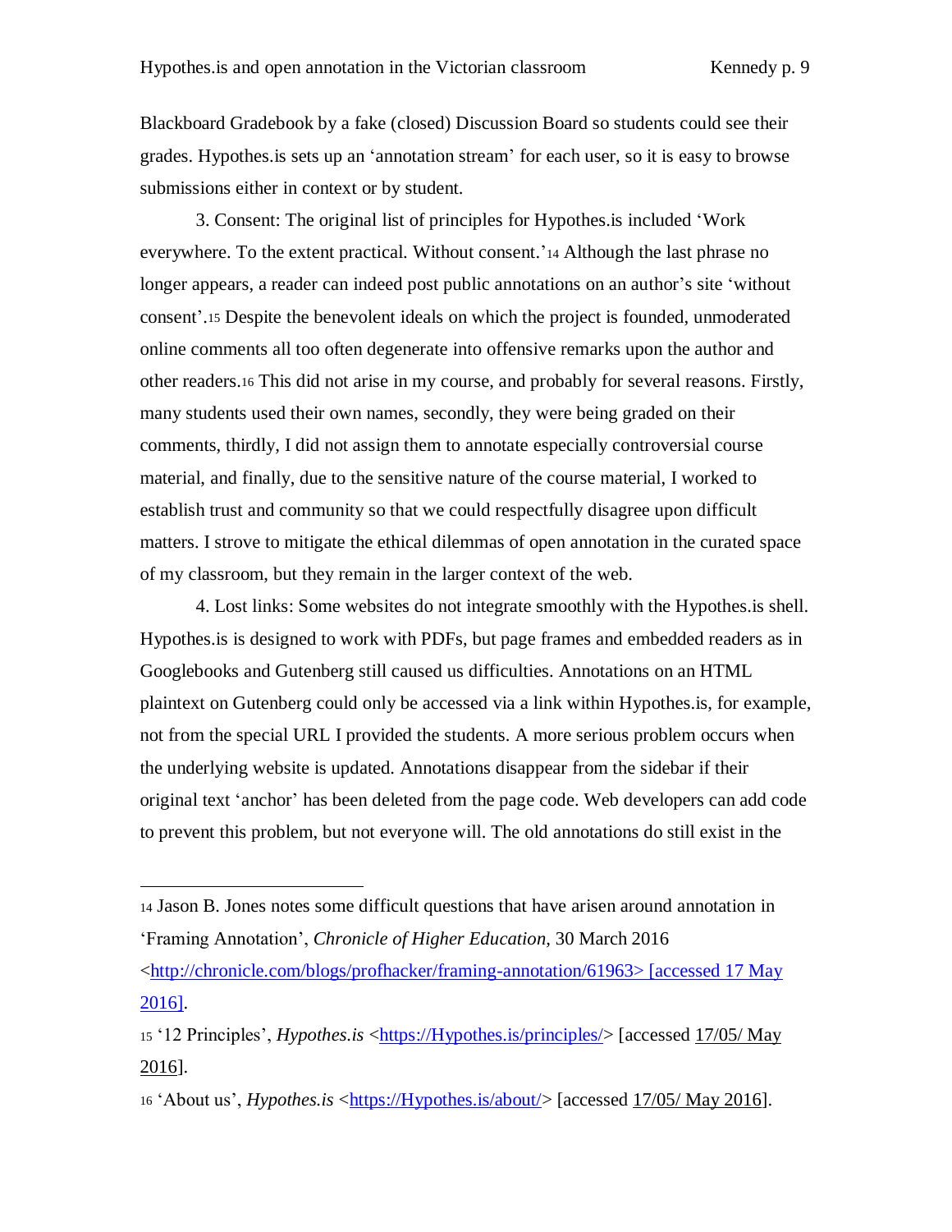Blackboard Gradebook by a fake (closed) Discussion Board so students could see their grades. Hypothes.is sets up an 'annotation stream' for each user, so it is easy to browse submissions either in context or by student.

3. Consent: The original list of principles for Hypothes.is included 'Work everywhere. To the extent practical. Without consent.'[14] Although the last phrase no longer appears, a reader can indeed post public annotations on an author's site 'without consent'.[15] Despite the benevolent ideals on which the project is founded, unmoderated online comments all too often degenerate into offensive remarks upon the author and other readers.[16] This did not arise in my course, and probably for several reasons. Firstly, many students used their own names, secondly, they were being graded on their comments, thirdly, I did not assign them to annotate especially controversial course material, and finally, due to the sensitive nature of the course material, I worked to establish trust and community so that we could respectfully disagree upon difficult matters. I strove to mitigate the ethical dilemmas of open annotation in the curated space of my classroom, but they remain in the larger context of the web.

4. Lost links: Some websites do not integrate smoothly with the Hypothes.is shell. Hypothes.is is designed to work with PDFs, but page frames and embedded readers as in Googlebooks and Gutenberg still caused us difficulties. Annotations on an HTML plaintext on Gutenberg could only be accessed via a link within Hypothes.is, for example, not from the special URL I provided the students. A more serious problem occurs when the underlying website is updated. Annotations disappear from the sidebar if their original text 'anchor' has been deleted from the page code. Web developers can add code to prevent this problem, but not everyone will. The old annotations do still exist in the

---

[14] Jason B. Jones notes some difficult questions that have arisen around annotation in 'Framing Annotation', *Chronicle of Higher Education*, 30 March 2016 <http://chronicle.com/blogs/profhacker/framing-annotation/61963> [accessed 17 May 2016].

[15] '12 Principles', *Hypothes.is* <https://Hypothes.is/principles/> [accessed 17/05/ May 2016].

[16] 'About us', *Hypothes.is* <https://Hypothes.is/about/> [accessed 17/05/ May 2016].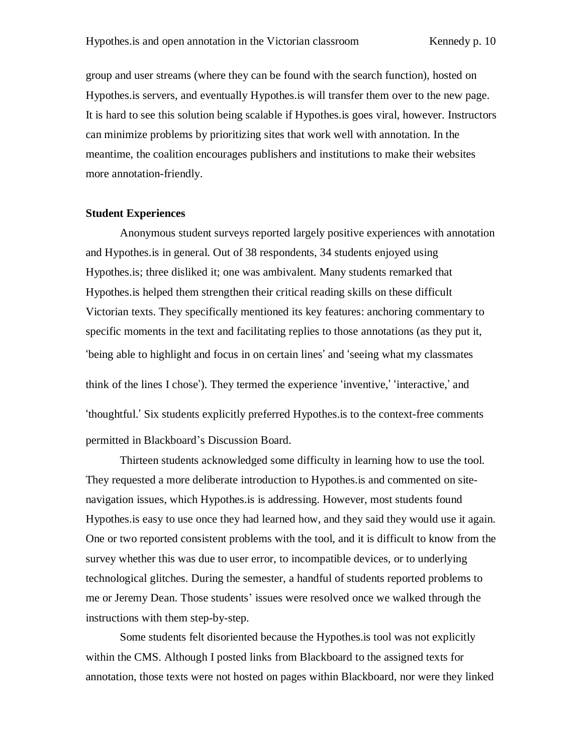group and user streams (where they can be found with the search function), hosted on Hypothes.is servers, and eventually Hypothes.is will transfer them over to the new page. It is hard to see this solution being scalable if Hypothes.is goes viral, however. Instructors can minimize problems by prioritizing sites that work well with annotation. In the meantime, the coalition encourages publishers and institutions to make their websites more annotation-friendly.

**Student Experiences**

Anonymous student surveys reported largely positive experiences with annotation and Hypothes.is in general. Out of 38 respondents, 34 students enjoyed using Hypothes.is; three disliked it; one was ambivalent. Many students remarked that Hypothes.is helped them strengthen their critical reading skills on these difficult Victorian texts. They specifically mentioned its key features: anchoring commentary to specific moments in the text and facilitating replies to those annotations (as they put it, 'being able to highlight and focus in on certain lines' and 'seeing what my classmates think of the lines I chose'). They termed the experience 'inventive,' 'interactive,' and 'thoughtful.' Six students explicitly preferred Hypothes.is to the context-free comments permitted in Blackboard's Discussion Board.

Thirteen students acknowledged some difficulty in learning how to use the tool. They requested a more deliberate introduction to Hypothes.is and commented on site-navigation issues, which Hypothes.is is addressing. However, most students found Hypothes.is easy to use once they had learned how, and they said they would use it again. One or two reported consistent problems with the tool, and it is difficult to know from the survey whether this was due to user error, to incompatible devices, or to underlying technological glitches. During the semester, a handful of students reported problems to me or Jeremy Dean. Those students' issues were resolved once we walked through the instructions with them step-by-step.

Some students felt disoriented because the Hypothes.is tool was not explicitly within the CMS. Although I posted links from Blackboard to the assigned texts for annotation, those texts were not hosted on pages within Blackboard, nor were they linked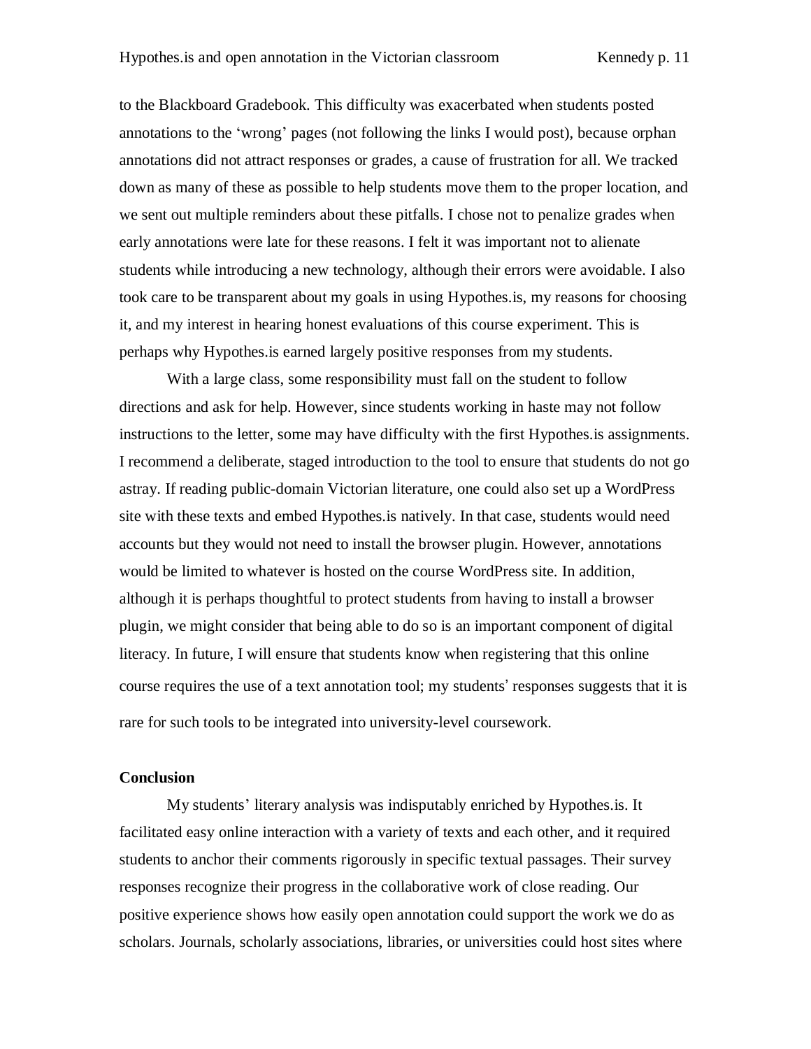to the Blackboard Gradebook. This difficulty was exacerbated when students posted annotations to the 'wrong' pages (not following the links I would post), because orphan annotations did not attract responses or grades, a cause of frustration for all. We tracked down as many of these as possible to help students move them to the proper location, and we sent out multiple reminders about these pitfalls. I chose not to penalize grades when early annotations were late for these reasons. I felt it was important not to alienate students while introducing a new technology, although their errors were avoidable. I also took care to be transparent about my goals in using Hypothes.is, my reasons for choosing it, and my interest in hearing honest evaluations of this course experiment. This is perhaps why Hypothes.is earned largely positive responses from my students.

With a large class, some responsibility must fall on the student to follow directions and ask for help. However, since students working in haste may not follow instructions to the letter, some may have difficulty with the first Hypothes.is assignments. I recommend a deliberate, staged introduction to the tool to ensure that students do not go astray. If reading public-domain Victorian literature, one could also set up a WordPress site with these texts and embed Hypothes.is natively. In that case, students would need accounts but they would not need to install the browser plugin. However, annotations would be limited to whatever is hosted on the course WordPress site. In addition, although it is perhaps thoughtful to protect students from having to install a browser plugin, we might consider that being able to do so is an important component of digital literacy. In future, I will ensure that students know when registering that this online course requires the use of a text annotation tool; my students' responses suggests that it is rare for such tools to be integrated into university-level coursework.

## Conclusion

My students' literary analysis was indisputably enriched by Hypothes.is. It facilitated easy online interaction with a variety of texts and each other, and it required students to anchor their comments rigorously in specific textual passages. Their survey responses recognize their progress in the collaborative work of close reading. Our positive experience shows how easily open annotation could support the work we do as scholars. Journals, scholarly associations, libraries, or universities could host sites where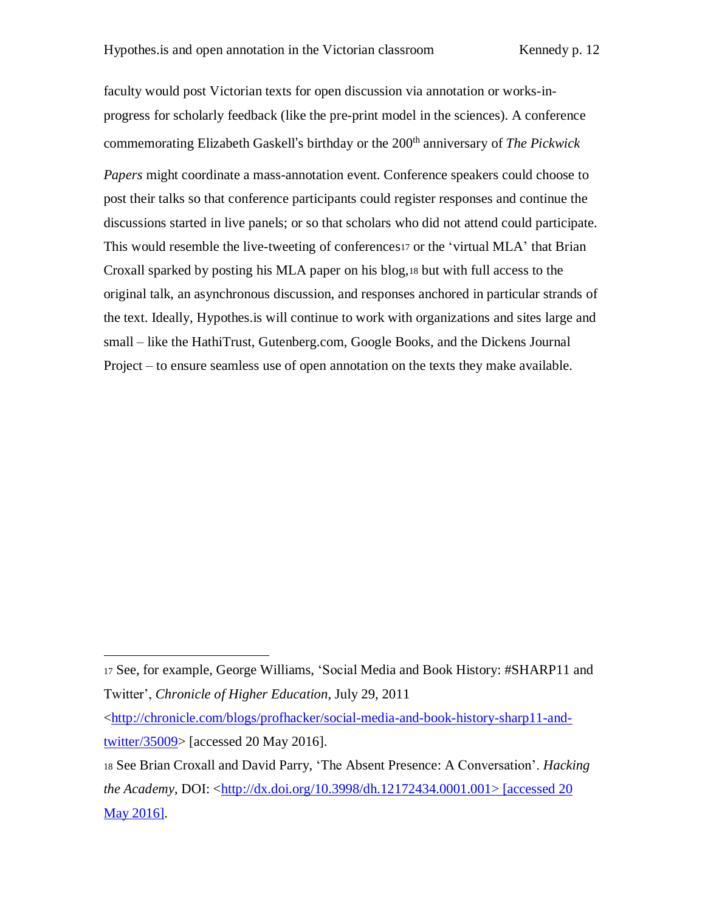faculty would post Victorian texts for open discussion via annotation or works-in-progress for scholarly feedback (like the pre-print model in the sciences). A conference commemorating Elizabeth Gaskell's birthday or the 200th anniversary of *The Pickwick Papers* might coordinate a mass-annotation event. Conference speakers could choose to post their talks so that conference participants could register responses and continue the discussions started in live panels; or so that scholars who did not attend could participate. This would resemble the live-tweeting of conferences[17] or the 'virtual MLA' that Brian Croxall sparked by posting his MLA paper on his blog,[18] but with full access to the original talk, an asynchronous discussion, and responses anchored in particular strands of the text. Ideally, Hypothes.is will continue to work with organizations and sites large and small – like the HathiTrust, Gutenberg.com, Google Books, and the Dickens Journal Project – to ensure seamless use of open annotation on the texts they make available.

---

[17] See, for example, George Williams, 'Social Media and Book History: #SHARP11 and Twitter', *Chronicle of Higher Education*, July 29, 2011 <http://chronicle.com/blogs/profhacker/social-media-and-book-history-sharp11-and-twitter/35009> [accessed 20 May 2016].

[18] See Brian Croxall and David Parry, 'The Absent Presence: A Conversation'. *Hacking the Academy*, DOI: <http://dx.doi.org/10.3998/dh.12172434.0001.001> [accessed 20 May 2016].